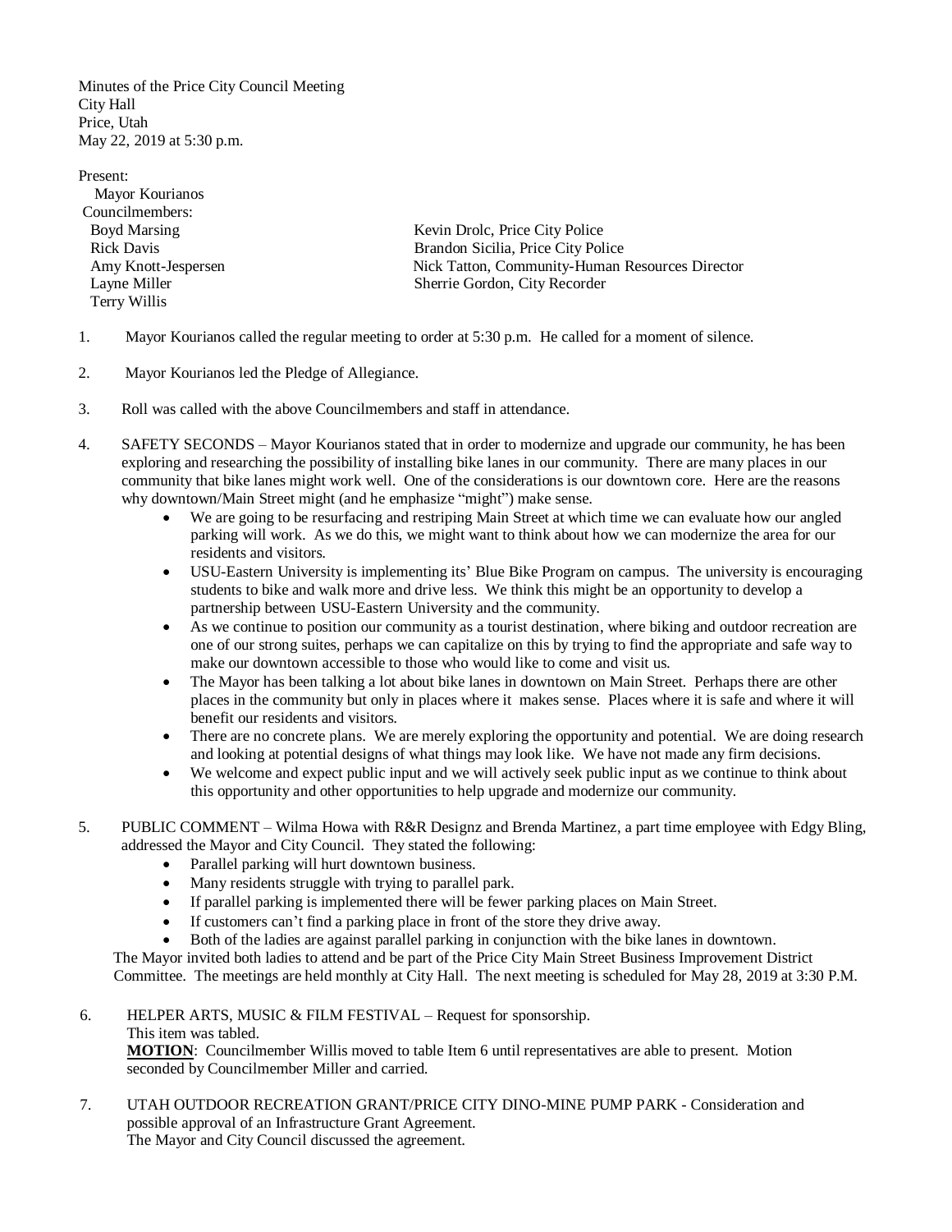Minutes of the Price City Council Meeting
City Hall
Price, Utah
May 22, 2019 at 5:30 p.m.

Present:
Mayor Kourianos
Councilmembers:

| | |
|---|---|
| Boyd Marsing | Kevin Drolc, Price City Police |
| Rick Davis | Brandon Sicilia, Price City Police |
| Amy Knott-Jespersen | Nick Tatton, Community-Human Resources Director |
| Layne Miller | Sherrie Gordon, City Recorder |
| Terry Willis | |

1. Mayor Kourianos called the regular meeting to order at 5:30 p.m. He called for a moment of silence.

2. Mayor Kourianos led the Pledge of Allegiance.

3. Roll was called with the above Councilmembers and staff in attendance.

4. SAFETY SECONDS – Mayor Kourianos stated that in order to modernize and upgrade our community, he has been exploring and researching the possibility of installing bike lanes in our community. There are many places in our community that bike lanes might work well. One of the considerations is our downtown core. Here are the reasons why downtown/Main Street might (and he emphasize "might") make sense.
   - We are going to be resurfacing and restriping Main Street at which time we can evaluate how our angled parking will work. As we do this, we might want to think about how we can modernize the area for our residents and visitors.
   - USU-Eastern University is implementing its' Blue Bike Program on campus. The university is encouraging students to bike and walk more and drive less. We think this might be an opportunity to develop a partnership between USU-Eastern University and the community.
   - As we continue to position our community as a tourist destination, where biking and outdoor recreation are one of our strong suites, perhaps we can capitalize on this by trying to find the appropriate and safe way to make our downtown accessible to those who would like to come and visit us.
   - The Mayor has been talking a lot about bike lanes in downtown on Main Street. Perhaps there are other places in the community but only in places where it makes sense. Places where it is safe and where it will benefit our residents and visitors.
   - There are no concrete plans. We are merely exploring the opportunity and potential. We are doing research and looking at potential designs of what things may look like. We have not made any firm decisions.
   - We welcome and expect public input and we will actively seek public input as we continue to think about this opportunity and other opportunities to help upgrade and modernize our community.

5. PUBLIC COMMENT – Wilma Howa with R&R Designz and Brenda Martinez, a part time employee with Edgy Bling, addressed the Mayor and City Council. They stated the following:
   - Parallel parking will hurt downtown business.
   - Many residents struggle with trying to parallel park.
   - If parallel parking is implemented there will be fewer parking places on Main Street.
   - If customers can't find a parking place in front of the store they drive away.
   - Both of the ladies are against parallel parking in conjunction with the bike lanes in downtown.

   The Mayor invited both ladies to attend and be part of the Price City Main Street Business Improvement District Committee. The meetings are held monthly at City Hall. The next meeting is scheduled for May 28, 2019 at 3:30 P.M.

6. HELPER ARTS, MUSIC & FILM FESTIVAL – Request for sponsorship.
   This item was tabled.
   **MOTION**: Councilmember Willis moved to table Item 6 until representatives are able to present. Motion seconded by Councilmember Miller and carried.

7. UTAH OUTDOOR RECREATION GRANT/PRICE CITY DINO-MINE PUMP PARK - Consideration and possible approval of an Infrastructure Grant Agreement.
   The Mayor and City Council discussed the agreement.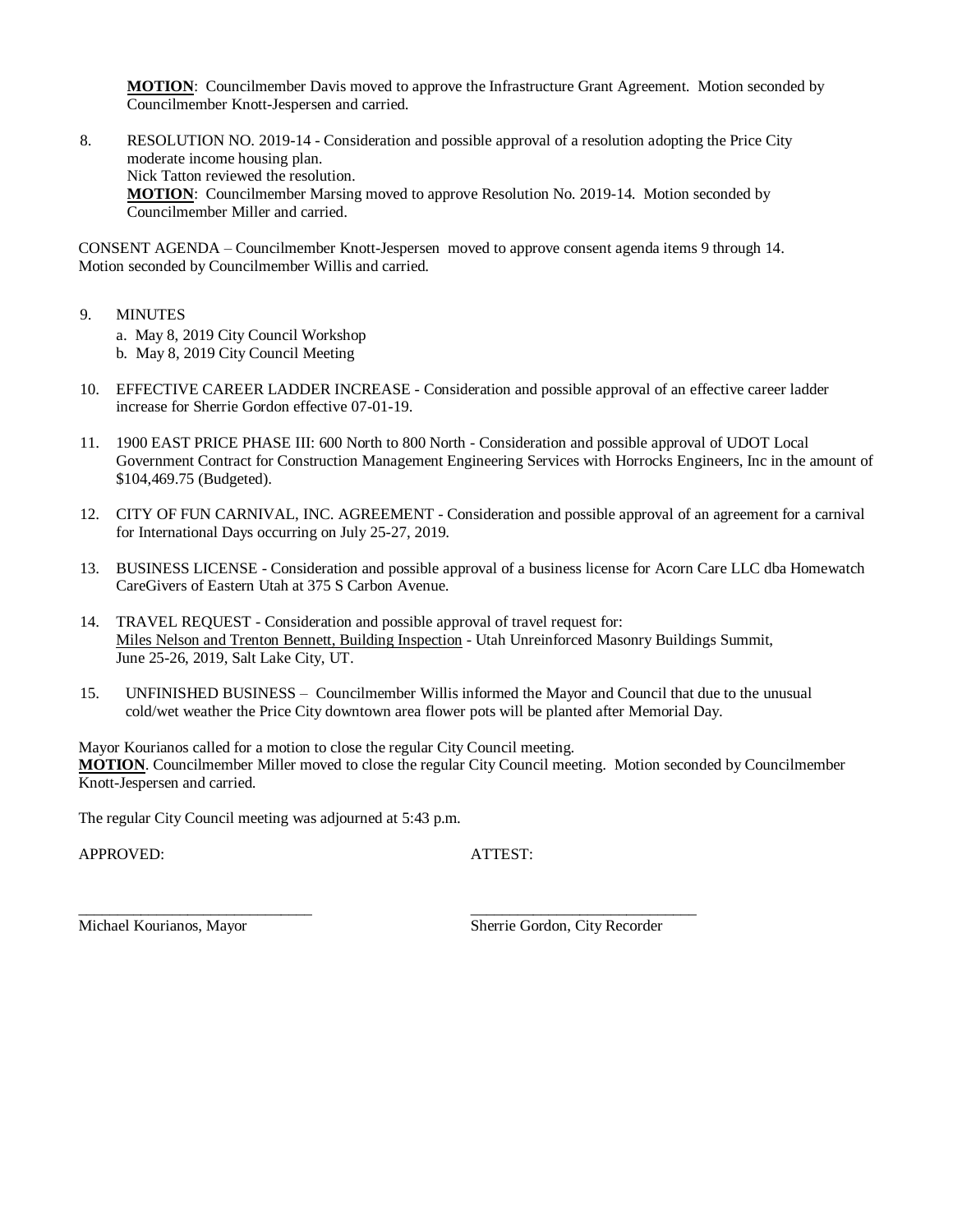**MOTION**: Councilmember Davis moved to approve the Infrastructure Grant Agreement. Motion seconded by Councilmember Knott-Jespersen and carried.

8. RESOLUTION NO. 2019-14 - Consideration and possible approval of a resolution adopting the Price City moderate income housing plan.
   Nick Tatton reviewed the resolution.
   **MOTION**: Councilmember Marsing moved to approve Resolution No. 2019-14. Motion seconded by Councilmember Miller and carried.

CONSENT AGENDA – Councilmember Knott-Jespersen moved to approve consent agenda items 9 through 14. Motion seconded by Councilmember Willis and carried.

9. MINUTES
   a. May 8, 2019 City Council Workshop
   b. May 8, 2019 City Council Meeting

10. EFFECTIVE CAREER LADDER INCREASE - Consideration and possible approval of an effective career ladder increase for Sherrie Gordon effective 07-01-19.

11. 1900 EAST PRICE PHASE III: 600 North to 800 North - Consideration and possible approval of UDOT Local Government Contract for Construction Management Engineering Services with Horrocks Engineers, Inc in the amount of $104,469.75 (Budgeted).

12. CITY OF FUN CARNIVAL, INC. AGREEMENT - Consideration and possible approval of an agreement for a carnival for International Days occurring on July 25-27, 2019.

13. BUSINESS LICENSE - Consideration and possible approval of a business license for Acorn Care LLC dba Homewatch CareGivers of Eastern Utah at 375 S Carbon Avenue.

14. TRAVEL REQUEST - Consideration and possible approval of travel request for:
    Miles Nelson and Trenton Bennett, Building Inspection - Utah Unreinforced Masonry Buildings Summit, June 25-26, 2019, Salt Lake City, UT.

15. UNFINISHED BUSINESS – Councilmember Willis informed the Mayor and Council that due to the unusual cold/wet weather the Price City downtown area flower pots will be planted after Memorial Day.

Mayor Kourianos called for a motion to close the regular City Council meeting.
**MOTION**. Councilmember Miller moved to close the regular City Council meeting. Motion seconded by Councilmember Knott-Jespersen and carried.

The regular City Council meeting was adjourned at 5:43 p.m.

APPROVED: ATTEST:

_______________________________ _______________________________

Michael Kourianos, Mayor Sherrie Gordon, City Recorder